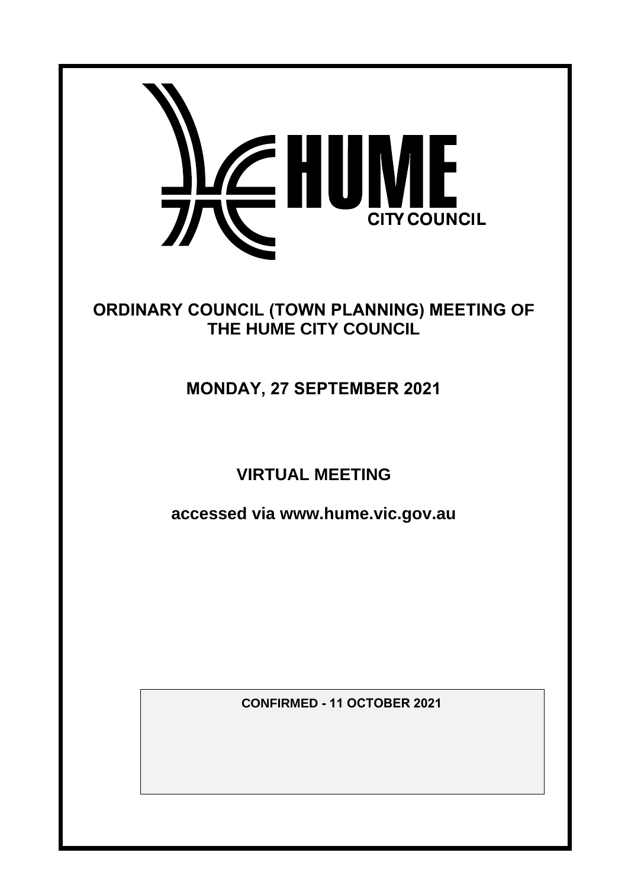HUME CITY COUNCIL

# ORDINARY COUNCIL (TOWN PLANNING) MEETING OF THE HUME CITY COUNCIL

## MONDAY, 27 SEPTEMBER 2021

## VIRTUAL MEETING

**accessed via www.hume.vic.gov.au**

**CONFIRMED - 11 OCTOBER 2021**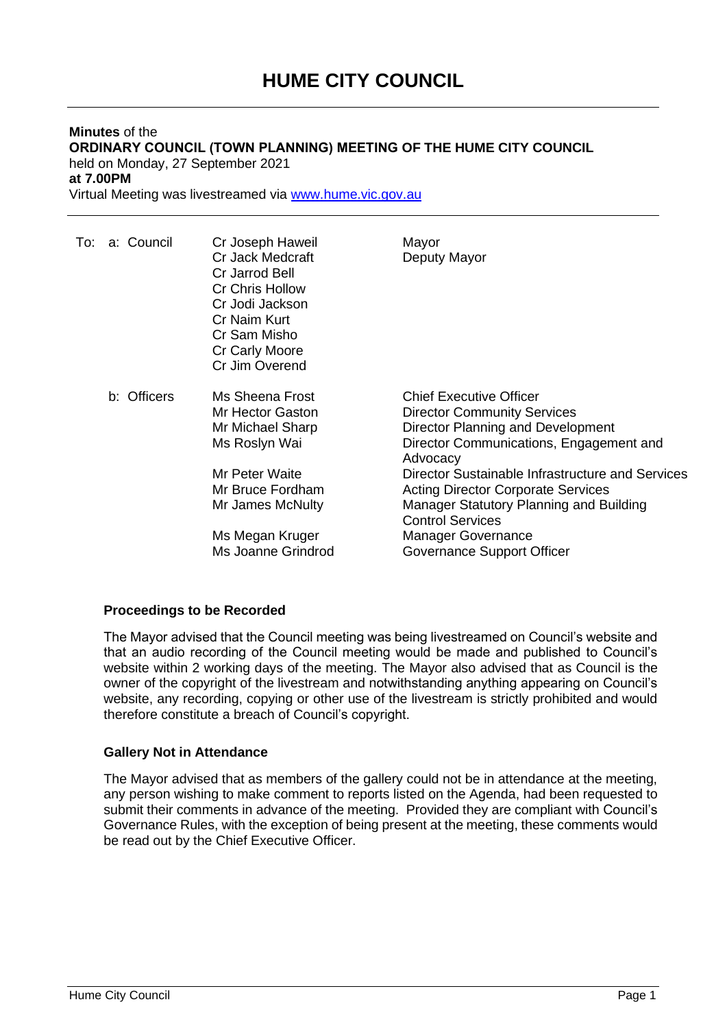# HUME CITY COUNCIL

**Minutes** of the
**ORDINARY COUNCIL (TOWN PLANNING) MEETING OF THE HUME CITY COUNCIL**
held on Monday, 27 September 2021
**at 7.00PM**
Virtual Meeting was livestreamed via www.hume.vic.gov.au

| To: | | | |
|---|---|---|---|
| | a: Council | Cr Joseph Haweil | Mayor |
| | | Cr Jack Medcraft | Deputy Mayor |
| | | Cr Jarrod Bell | |
| | | Cr Chris Hollow | |
| | | Cr Jodi Jackson | |
| | | Cr Naim Kurt | |
| | | Cr Sam Misho | |
| | | Cr Carly Moore | |
| | | Cr Jim Overend | |
| | b: Officers | Ms Sheena Frost | Chief Executive Officer |
| | | Mr Hector Gaston | Director Community Services |
| | | Mr Michael Sharp | Director Planning and Development |
| | | Ms Roslyn Wai | Director Communications, Engagement and Advocacy |
| | | Mr Peter Waite | Director Sustainable Infrastructure and Services |
| | | Mr Bruce Fordham | Acting Director Corporate Services |
| | | Mr James McNulty | Manager Statutory Planning and Building Control Services |
| | | Ms Megan Kruger | Manager Governance |
| | | Ms Joanne Grindrod | Governance Support Officer |

**Proceedings to be Recorded**

The Mayor advised that the Council meeting was being livestreamed on Council's website and that an audio recording of the Council meeting would be made and published to Council's website within 2 working days of the meeting. The Mayor also advised that as Council is the owner of the copyright of the livestream and notwithstanding anything appearing on Council's website, any recording, copying or other use of the livestream is strictly prohibited and would therefore constitute a breach of Council's copyright.

**Gallery Not in Attendance**

The Mayor advised that as members of the gallery could not be in attendance at the meeting, any person wishing to make comment to reports listed on the Agenda, had been requested to submit their comments in advance of the meeting. Provided they are compliant with Council's Governance Rules, with the exception of being present at the meeting, these comments would be read out by the Chief Executive Officer.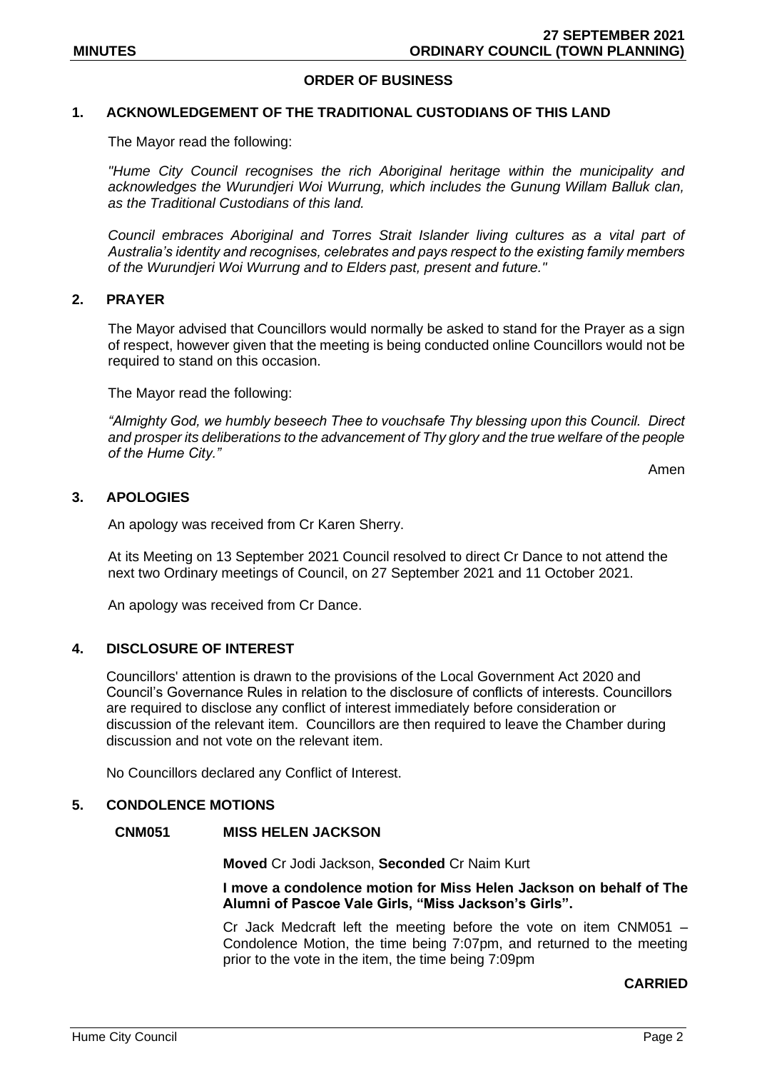## ORDER OF BUSINESS

### 1. ACKNOWLEDGEMENT OF THE TRADITIONAL CUSTODIANS OF THIS LAND

The Mayor read the following:

*"Hume City Council recognises the rich Aboriginal heritage within the municipality and acknowledges the Wurundjeri Woi Wurrung, which includes the Gunung Willam Balluk clan, as the Traditional Custodians of this land.*

*Council embraces Aboriginal and Torres Strait Islander living cultures as a vital part of Australia's identity and recognises, celebrates and pays respect to the existing family members of the Wurundjeri Woi Wurrung and to Elders past, present and future."*

### 2. PRAYER

The Mayor advised that Councillors would normally be asked to stand for the Prayer as a sign of respect, however given that the meeting is being conducted online Councillors would not be required to stand on this occasion.

The Mayor read the following:

*"Almighty God, we humbly beseech Thee to vouchsafe Thy blessing upon this Council. Direct and prosper its deliberations to the advancement of Thy glory and the true welfare of the people of the Hume City."*

Amen

### 3. APOLOGIES

An apology was received from Cr Karen Sherry.

At its Meeting on 13 September 2021 Council resolved to direct Cr Dance to not attend the next two Ordinary meetings of Council, on 27 September 2021 and 11 October 2021.

An apology was received from Cr Dance.

### 4. DISCLOSURE OF INTEREST

Councillors' attention is drawn to the provisions of the Local Government Act 2020 and Council's Governance Rules in relation to the disclosure of conflicts of interests. Councillors are required to disclose any conflict of interest immediately before consideration or discussion of the relevant item. Councillors are then required to leave the Chamber during discussion and not vote on the relevant item.

No Councillors declared any Conflict of Interest.

### 5. CONDOLENCE MOTIONS

#### CNM051 MISS HELEN JACKSON

**Moved** Cr Jodi Jackson, **Seconded** Cr Naim Kurt

**I move a condolence motion for Miss Helen Jackson on behalf of The Alumni of Pascoe Vale Girls, "Miss Jackson's Girls".**

Cr Jack Medcraft left the meeting before the vote on item CNM051 – Condolence Motion, the time being 7:07pm, and returned to the meeting prior to the vote in the item, the time being 7:09pm

**CARRIED**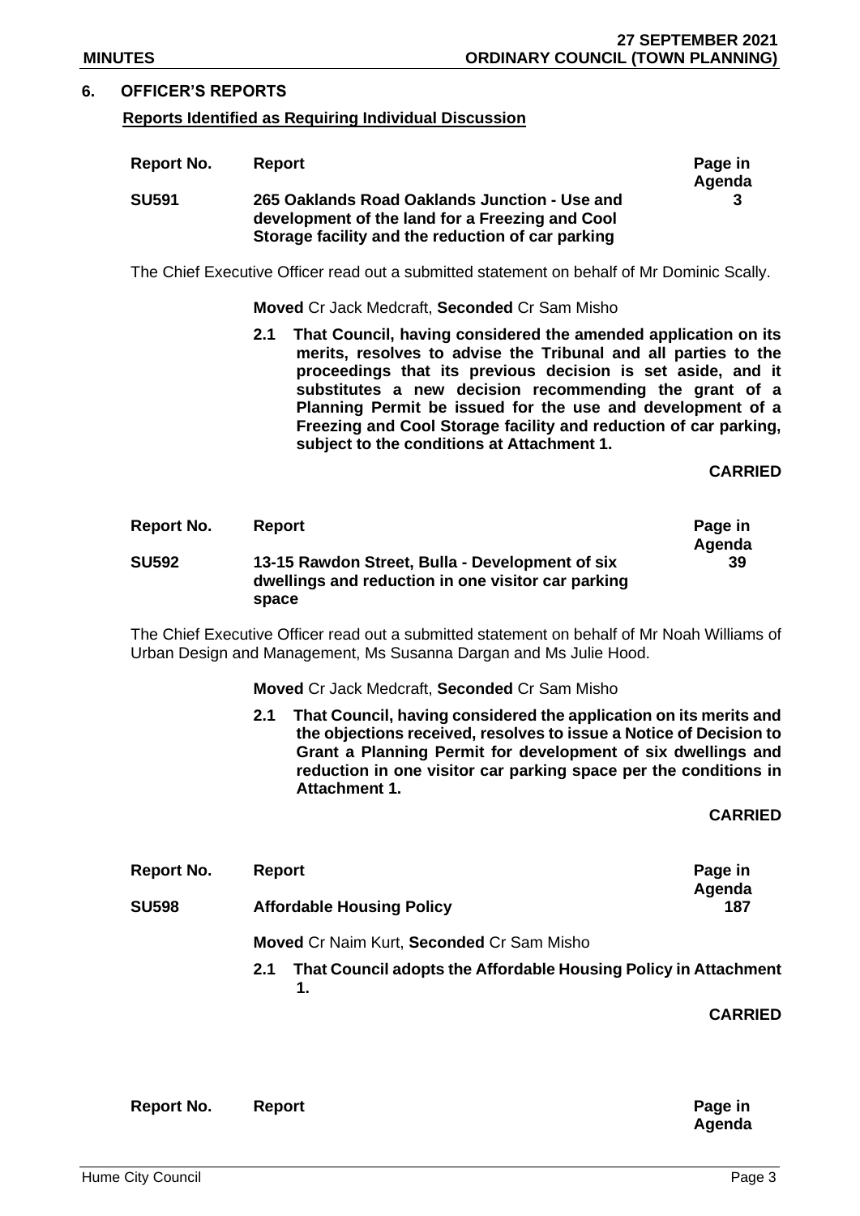## 6. OFFICER'S REPORTS

**Reports Identified as Requiring Individual Discussion**

| Report No. | Report | Page in Agenda |
|---|---|---|
| **SU591** | **265 Oaklands Road Oaklands Junction - Use and development of the land for a Freezing and Cool Storage facility and the reduction of car parking** | **3** |

The Chief Executive Officer read out a submitted statement on behalf of Mr Dominic Scally.

**Moved** Cr Jack Medcraft, **Seconded** Cr Sam Misho

**2.1 That Council, having considered the amended application on its merits, resolves to advise the Tribunal and all parties to the proceedings that its previous decision is set aside, and it substitutes a new decision recommending the grant of a Planning Permit be issued for the use and development of a Freezing and Cool Storage facility and reduction of car parking, subject to the conditions at Attachment 1.**

**CARRIED**

| Report No. | Report | Page in Agenda |
|---|---|---|
| **SU592** | **13-15 Rawdon Street, Bulla - Development of six dwellings and reduction in one visitor car parking space** | **39** |

The Chief Executive Officer read out a submitted statement on behalf of Mr Noah Williams of Urban Design and Management, Ms Susanna Dargan and Ms Julie Hood.

**Moved** Cr Jack Medcraft, **Seconded** Cr Sam Misho

**2.1 That Council, having considered the application on its merits and the objections received, resolves to issue a Notice of Decision to Grant a Planning Permit for development of six dwellings and reduction in one visitor car parking space per the conditions in Attachment 1.**

**CARRIED**

| Report No. | Report | Page in Agenda |
|---|---|---|
| **SU598** | **Affordable Housing Policy** | **187** |

**Moved** Cr Naim Kurt, **Seconded** Cr Sam Misho

**2.1 That Council adopts the Affordable Housing Policy in Attachment 1.**

**CARRIED**

| Report No. | Report | Page in Agenda |
|---|---|---|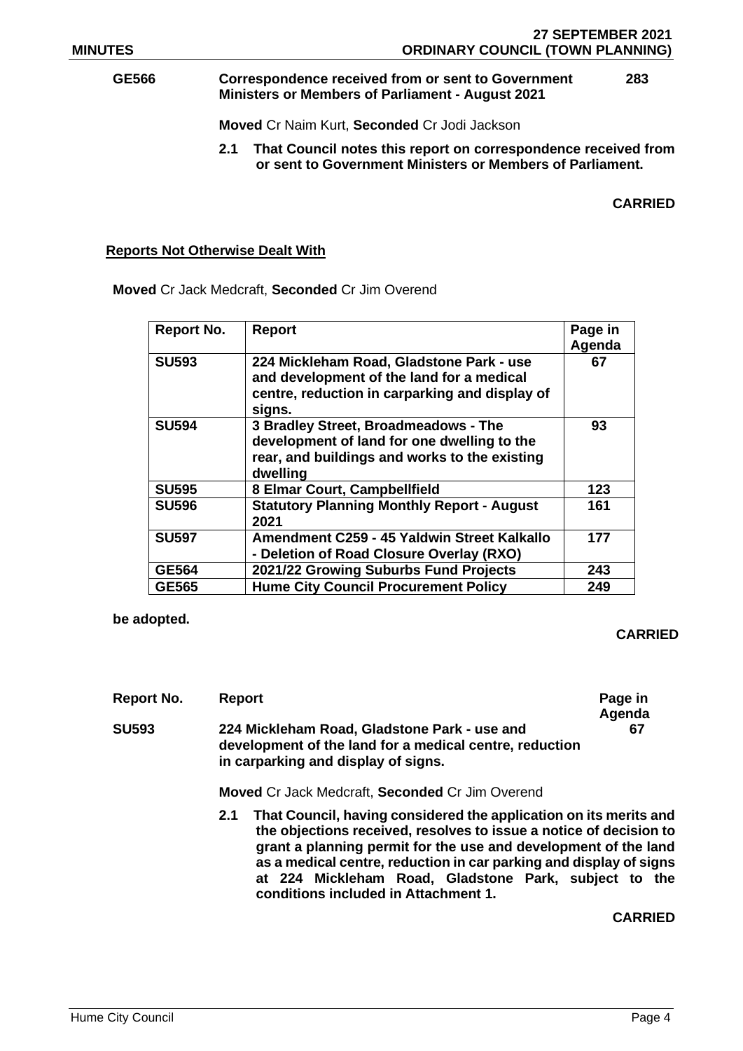**GE566** **Correspondence received from or sent to Government Ministers or Members of Parliament - August 2021** **283**

**Moved** Cr Naim Kurt, **Seconded** Cr Jodi Jackson

**2.1 That Council notes this report on correspondence received from or sent to Government Ministers or Members of Parliament.**

**CARRIED**

## Reports Not Otherwise Dealt With

**Moved** Cr Jack Medcraft, **Seconded** Cr Jim Overend

| Report No. | Report | Page in Agenda |
|---|---|---|
| **SU593** | **224 Mickleham Road, Gladstone Park - use and development of the land for a medical centre, reduction in carparking and display of signs.** | **67** |
| **SU594** | **3 Bradley Street, Broadmeadows - The development of land for one dwelling to the rear, and buildings and works to the existing dwelling** | **93** |
| **SU595** | **8 Elmar Court, Campbellfield** | **123** |
| **SU596** | **Statutory Planning Monthly Report - August 2021** | **161** |
| **SU597** | **Amendment C259 - 45 Yaldwin Street Kalkallo - Deletion of Road Closure Overlay (RXO)** | **177** |
| **GE564** | **2021/22 Growing Suburbs Fund Projects** | **243** |
| **GE565** | **Hume City Council Procurement Policy** | **249** |

**be adopted.**

**CARRIED**

| Report No. | Report | Page in Agenda |
|---|---|---|
| **SU593** | **224 Mickleham Road, Gladstone Park - use and development of the land for a medical centre, reduction in carparking and display of signs.** | **67** |

**Moved** Cr Jack Medcraft, **Seconded** Cr Jim Overend

**2.1 That Council, having considered the application on its merits and the objections received, resolves to issue a notice of decision to grant a planning permit for the use and development of the land as a medical centre, reduction in car parking and display of signs at 224 Mickleham Road, Gladstone Park, subject to the conditions included in Attachment 1.**

**CARRIED**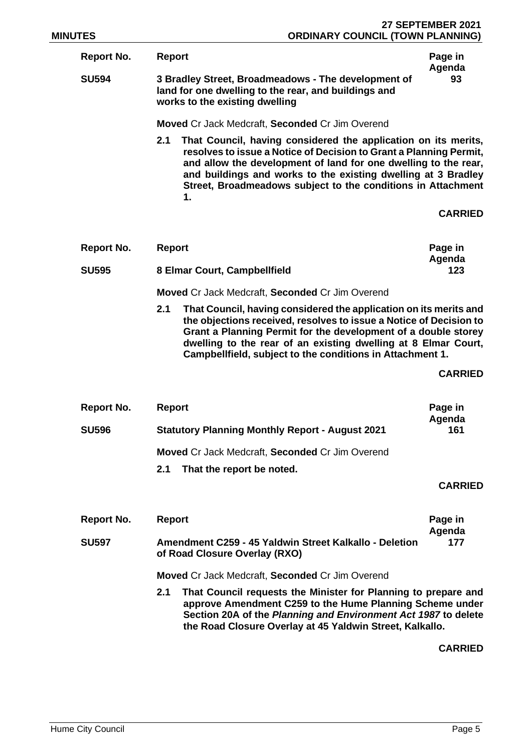| Report No. | Report | Page in Agenda |
|---|---|---|
| **SU594** | **3 Bradley Street, Broadmeadows - The development of land for one dwelling to the rear, and buildings and works to the existing dwelling** | **93** |

**Moved** Cr Jack Medcraft, **Seconded** Cr Jim Overend

**2.1 That Council, having considered the application on its merits, resolves to issue a Notice of Decision to Grant a Planning Permit, and allow the development of land for one dwelling to the rear, and buildings and works to the existing dwelling at 3 Bradley Street, Broadmeadows subject to the conditions in Attachment 1.**

**CARRIED**

| Report No. | Report | Page in Agenda |
|---|---|---|
| **SU595** | **8 Elmar Court, Campbellfield** | **123** |

**Moved** Cr Jack Medcraft, **Seconded** Cr Jim Overend

**2.1 That Council, having considered the application on its merits and the objections received, resolves to issue a Notice of Decision to Grant a Planning Permit for the development of a double storey dwelling to the rear of an existing dwelling at 8 Elmar Court, Campbellfield, subject to the conditions in Attachment 1.**

**CARRIED**

| Report No. | Report | Page in Agenda |
|---|---|---|
| **SU596** | **Statutory Planning Monthly Report - August 2021** | **161** |

**Moved** Cr Jack Medcraft, **Seconded** Cr Jim Overend

**2.1 That the report be noted.**

**CARRIED**

| Report No. | Report | Page in Agenda |
|---|---|---|
| **SU597** | **Amendment C259 - 45 Yaldwin Street Kalkallo - Deletion of Road Closure Overlay (RXO)** | **177** |

**Moved** Cr Jack Medcraft, **Seconded** Cr Jim Overend

**2.1 That Council requests the Minister for Planning to prepare and approve Amendment C259 to the Hume Planning Scheme under Section 20A of the *Planning and Environment Act 1987* to delete the Road Closure Overlay at 45 Yaldwin Street, Kalkallo.**

**CARRIED**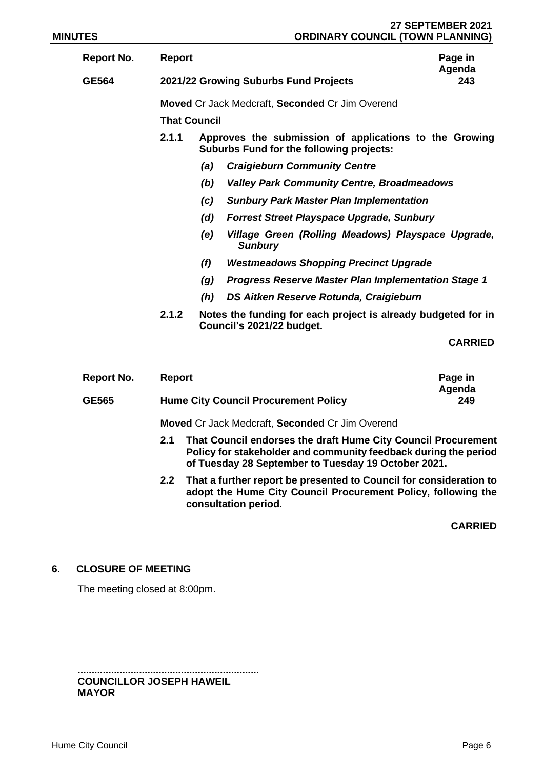| Report No. | Report | Page in Agenda |
|---|---|---|
| GE564 | 2021/22 Growing Suburbs Fund Projects | 243 |

**Moved** Cr Jack Medcraft, **Seconded** Cr Jim Overend

**That Council**

**2.1.1** **Approves the submission of applications to the Growing Suburbs Fund for the following projects:**

- ***(a)*** ***Craigieburn Community Centre***
- ***(b)*** ***Valley Park Community Centre, Broadmeadows***
- ***(c)*** ***Sunbury Park Master Plan Implementation***
- ***(d)*** ***Forrest Street Playspace Upgrade, Sunbury***
- ***(e)*** ***Village Green (Rolling Meadows) Playspace Upgrade, Sunbury***
- ***(f)*** ***Westmeadows Shopping Precinct Upgrade***
- ***(g)*** ***Progress Reserve Master Plan Implementation Stage 1***
- ***(h)*** ***DS Aitken Reserve Rotunda, Craigieburn***

**2.1.2** **Notes the funding for each project is already budgeted for in Council's 2021/22 budget.**

**CARRIED**

| Report No. | Report | Page in Agenda |
|---|---|---|
| GE565 | Hume City Council Procurement Policy | 249 |

**Moved** Cr Jack Medcraft, **Seconded** Cr Jim Overend

**2.1** **That Council endorses the draft Hume City Council Procurement Policy for stakeholder and community feedback during the period of Tuesday 28 September to Tuesday 19 October 2021.**

**2.2** **That a further report be presented to Council for consideration to adopt the Hume City Council Procurement Policy, following the consultation period.**

**CARRIED**

## 6. CLOSURE OF MEETING

The meeting closed at 8:00pm.

**................................................................**
**COUNCILLOR JOSEPH HAWEIL**
**MAYOR**